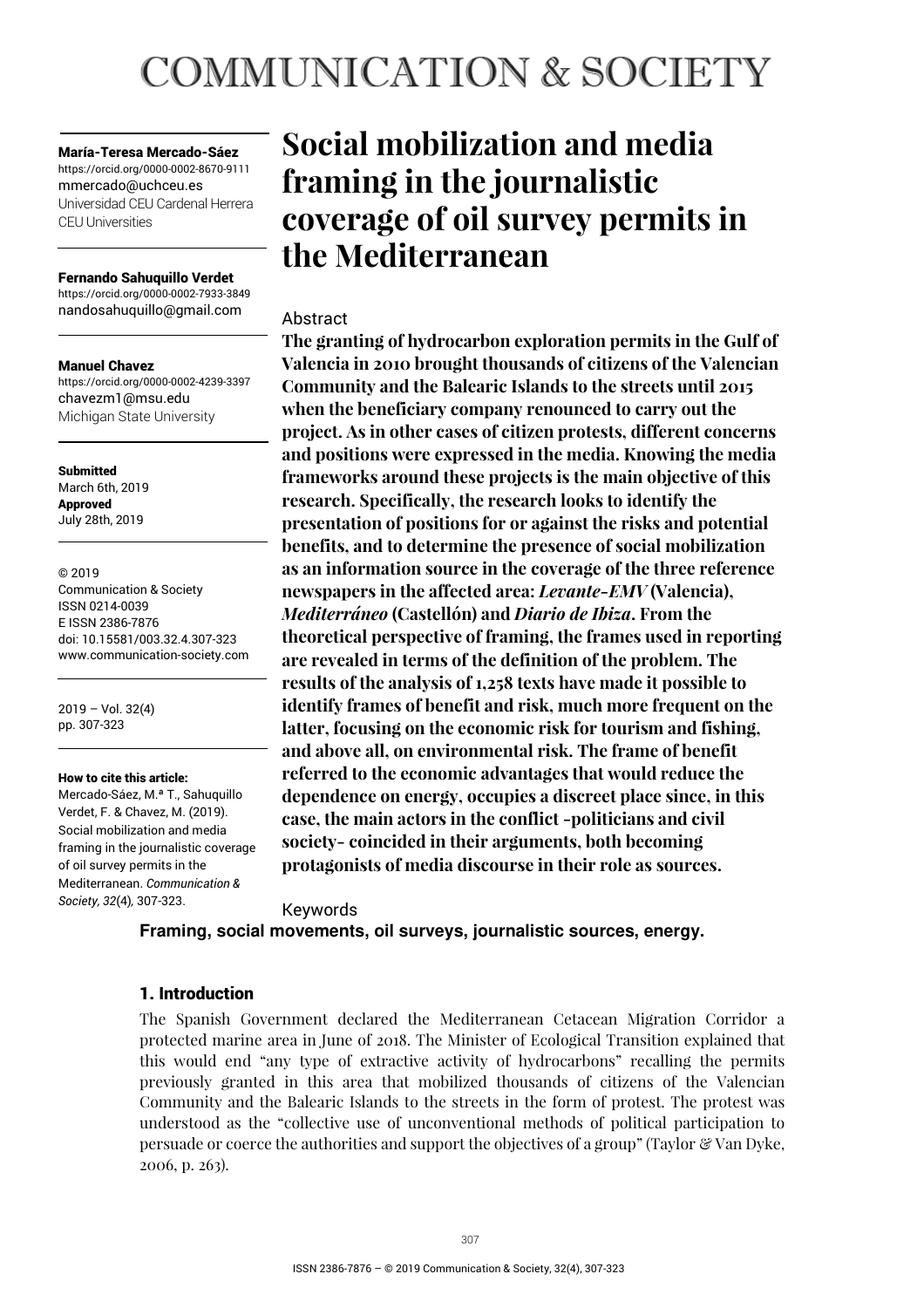# COMMUNICATION & SOCIETY

**María-Teresa Mercado-Sáez**
https://orcid.org/0000-0002-8670-9111
mmercado@uchceu.es
Universidad CEU Cardenal Herrera
CEU Universities

**Fernando Sahuquillo Verdet**
https://orcid.org/0000-0002-7933-3849
nandosahuquillo@gmail.com

**Manuel Chavez**
https://orcid.org/0000-0002-4239-3397
chavezm1@msu.edu
Michigan State University

**Submitted**
March 6th, 2019
**Approved**
July 28th, 2019

© 2019
Communication & Society
ISSN 0214-0039
E ISSN 2386-7876
doi: 10.15581/003.32.4.307-323
www.communication-society.com

2019 – Vol. 32(4)
pp. 307-323

**How to cite this article:**
Mercado-Sáez, M.ª T., Sahuquillo Verdet, F. & Chavez, M. (2019). Social mobilization and media framing in the journalistic coverage of oil survey permits in the Mediterranean. *Communication & Society, 32*(4), 307-323.

# Social mobilization and media framing in the journalistic coverage of oil survey permits in the Mediterranean

## Abstract

**The granting of hydrocarbon exploration permits in the Gulf of Valencia in 2010 brought thousands of citizens of the Valencian Community and the Balearic Islands to the streets until 2015 when the beneficiary company renounced to carry out the project. As in other cases of citizen protests, different concerns and positions were expressed in the media. Knowing the media frameworks around these projects is the main objective of this research. Specifically, the research looks to identify the presentation of positions for or against the risks and potential benefits, and to determine the presence of social mobilization as an information source in the coverage of the three reference newspapers in the affected area: *Levante-EMV* (Valencia), *Mediterráneo* (Castellón) and *Diario de Ibiza*. From the theoretical perspective of framing, the frames used in reporting are revealed in terms of the definition of the problem. The results of the analysis of 1,258 texts have made it possible to identify frames of benefit and risk, much more frequent on the latter, focusing on the economic risk for tourism and fishing, and above all, on environmental risk. The frame of benefit referred to the economic advantages that would reduce the dependence on energy, occupies a discreet place since, in this case, the main actors in the conflict -politicians and civil society- coincided in their arguments, both becoming protagonists of media discourse in their role as sources.**

## Keywords

**Framing, social movements, oil surveys, journalistic sources, energy.**

## 1. Introduction

The Spanish Government declared the Mediterranean Cetacean Migration Corridor a protected marine area in June of 2018. The Minister of Ecological Transition explained that this would end "any type of extractive activity of hydrocarbons" recalling the permits previously granted in this area that mobilized thousands of citizens of the Valencian Community and the Balearic Islands to the streets in the form of protest. The protest was understood as the "collective use of unconventional methods of political participation to persuade or coerce the authorities and support the objectives of a group" (Taylor & Van Dyke, 2006, p. 263).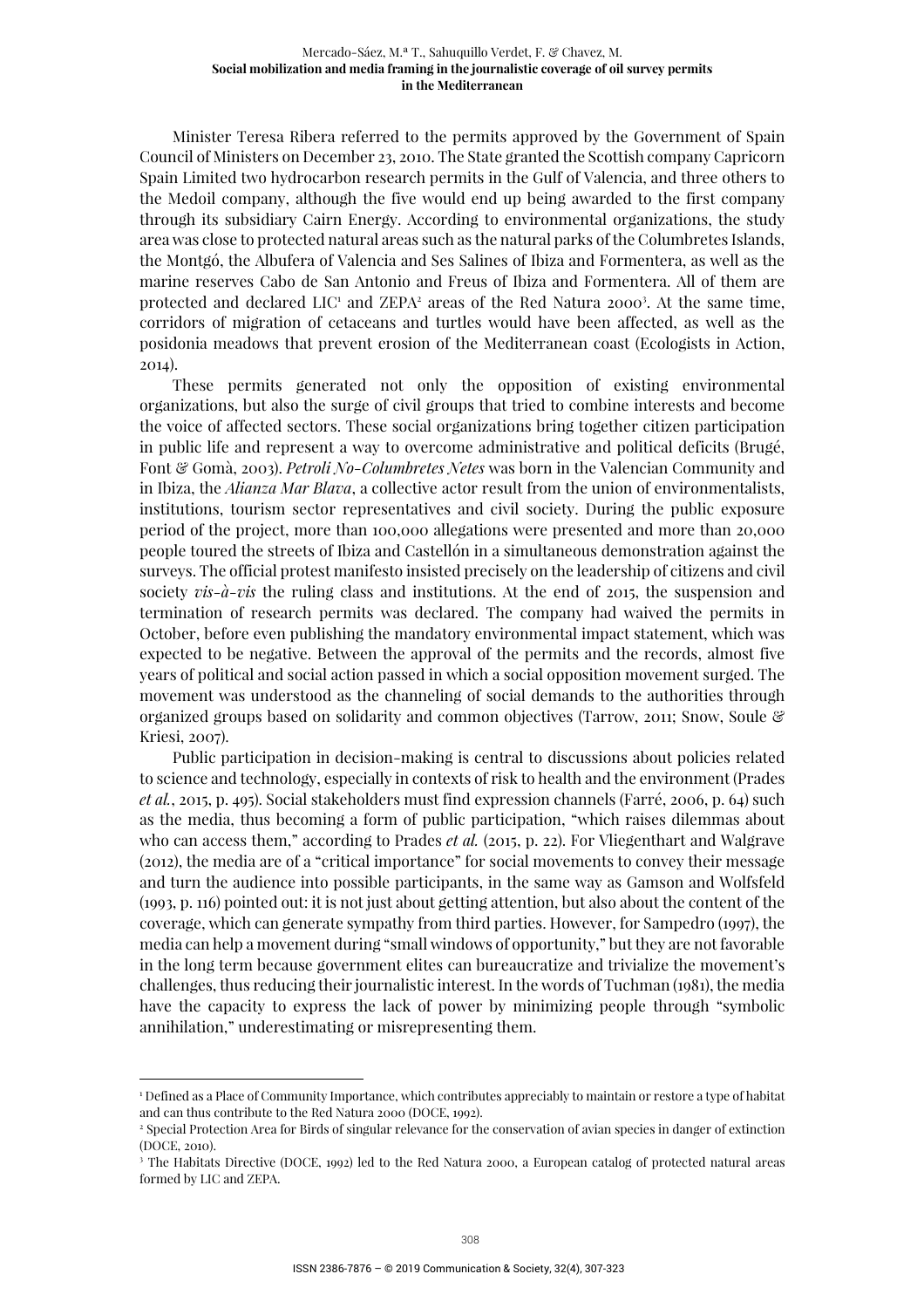Minister Teresa Ribera referred to the permits approved by the Government of Spain Council of Ministers on December 23, 2010. The State granted the Scottish company Capricorn Spain Limited two hydrocarbon research permits in the Gulf of Valencia, and three others to the Medoil company, although the five would end up being awarded to the first company through its subsidiary Cairn Energy. According to environmental organizations, the study area was close to protected natural areas such as the natural parks of the Columbretes Islands, the Montgó, the Albufera of Valencia and Ses Salines of Ibiza and Formentera, as well as the marine reserves Cabo de San Antonio and Freus of Ibiza and Formentera. All of them are protected and declared LIC[1] and ZEPA[2] areas of the Red Natura 2000[3]. At the same time, corridors of migration of cetaceans and turtles would have been affected, as well as the posidonia meadows that prevent erosion of the Mediterranean coast (Ecologists in Action, 2014).

These permits generated not only the opposition of existing environmental organizations, but also the surge of civil groups that tried to combine interests and become the voice of affected sectors. These social organizations bring together citizen participation in public life and represent a way to overcome administrative and political deficits (Brugé, Font & Gomà, 2003). *Petroli No-Columbretes Netes* was born in the Valencian Community and in Ibiza, the *Alianza Mar Blava*, a collective actor result from the union of environmentalists, institutions, tourism sector representatives and civil society. During the public exposure period of the project, more than 100,000 allegations were presented and more than 20,000 people toured the streets of Ibiza and Castellón in a simultaneous demonstration against the surveys. The official protest manifesto insisted precisely on the leadership of citizens and civil society *vis-à-vis* the ruling class and institutions. At the end of 2015, the suspension and termination of research permits was declared. The company had waived the permits in October, before even publishing the mandatory environmental impact statement, which was expected to be negative. Between the approval of the permits and the records, almost five years of political and social action passed in which a social opposition movement surged. The movement was understood as the channeling of social demands to the authorities through organized groups based on solidarity and common objectives (Tarrow, 2011; Snow, Soule & Kriesi, 2007).

Public participation in decision-making is central to discussions about policies related to science and technology, especially in contexts of risk to health and the environment (Prades *et al.*, 2015, p. 495). Social stakeholders must find expression channels (Farré, 2006, p. 64) such as the media, thus becoming a form of public participation, "which raises dilemmas about who can access them," according to Prades *et al.* (2015, p. 22). For Vliegenthart and Walgrave (2012), the media are of a "critical importance" for social movements to convey their message and turn the audience into possible participants, in the same way as Gamson and Wolfsfeld (1993, p. 116) pointed out: it is not just about getting attention, but also about the content of the coverage, which can generate sympathy from third parties. However, for Sampedro (1997), the media can help a movement during "small windows of opportunity," but they are not favorable in the long term because government elites can bureaucratize and trivialize the movement's challenges, thus reducing their journalistic interest. In the words of Tuchman (1981), the media have the capacity to express the lack of power by minimizing people through "symbolic annihilation," underestimating or misrepresenting them.

---

[1] Defined as a Place of Community Importance, which contributes appreciably to maintain or restore a type of habitat and can thus contribute to the Red Natura 2000 (DOCE, 1992).

[2] Special Protection Area for Birds of singular relevance for the conservation of avian species in danger of extinction (DOCE, 2010).

[3] The Habitats Directive (DOCE, 1992) led to the Red Natura 2000, a European catalog of protected natural areas formed by LIC and ZEPA.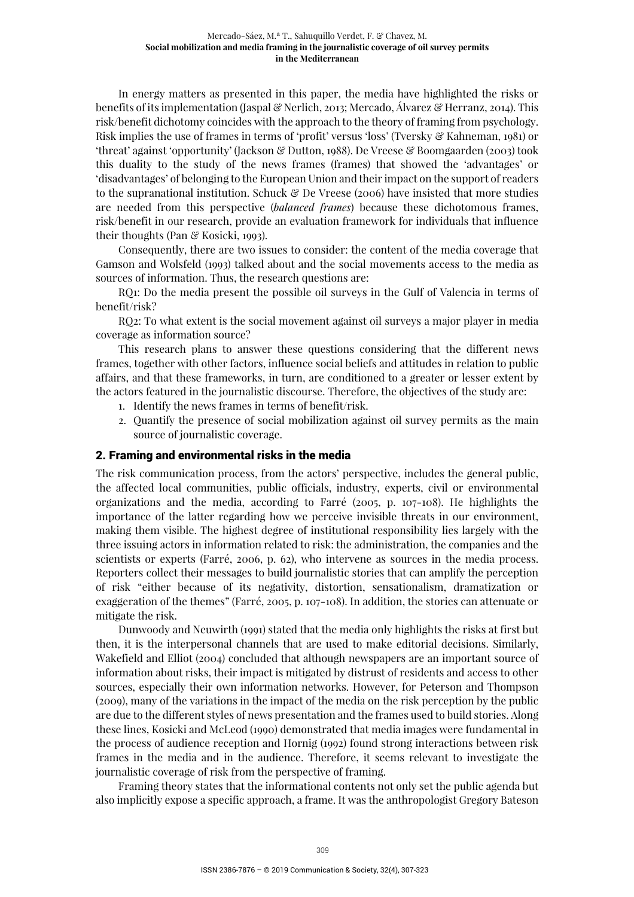In energy matters as presented in this paper, the media have highlighted the risks or benefits of its implementation (Jaspal & Nerlich, 2013; Mercado, Álvarez & Herranz, 2014). This risk/benefit dichotomy coincides with the approach to the theory of framing from psychology. Risk implies the use of frames in terms of 'profit' versus 'loss' (Tversky & Kahneman, 1981) or 'threat' against 'opportunity' (Jackson & Dutton, 1988). De Vreese & Boomgaarden (2003) took this duality to the study of the news frames (frames) that showed the 'advantages' or 'disadvantages' of belonging to the European Union and their impact on the support of readers to the supranational institution. Schuck & De Vreese (2006) have insisted that more studies are needed from this perspective (*balanced frames*) because these dichotomous frames, risk/benefit in our research, provide an evaluation framework for individuals that influence their thoughts (Pan & Kosicki, 1993).

Consequently, there are two issues to consider: the content of the media coverage that Gamson and Wolsfeld (1993) talked about and the social movements access to the media as sources of information. Thus, the research questions are:

RQ1: Do the media present the possible oil surveys in the Gulf of Valencia in terms of benefit/risk?

RQ2: To what extent is the social movement against oil surveys a major player in media coverage as information source?

This research plans to answer these questions considering that the different news frames, together with other factors, influence social beliefs and attitudes in relation to public affairs, and that these frameworks, in turn, are conditioned to a greater or lesser extent by the actors featured in the journalistic discourse. Therefore, the objectives of the study are:

1. Identify the news frames in terms of benefit/risk.
2. Quantify the presence of social mobilization against oil survey permits as the main source of journalistic coverage.

## 2. Framing and environmental risks in the media

The risk communication process, from the actors' perspective, includes the general public, the affected local communities, public officials, industry, experts, civil or environmental organizations and the media, according to Farré (2005, p. 107-108). He highlights the importance of the latter regarding how we perceive invisible threats in our environment, making them visible. The highest degree of institutional responsibility lies largely with the three issuing actors in information related to risk: the administration, the companies and the scientists or experts (Farré, 2006, p. 62), who intervene as sources in the media process. Reporters collect their messages to build journalistic stories that can amplify the perception of risk "either because of its negativity, distortion, sensationalism, dramatization or exaggeration of the themes" (Farré, 2005, p. 107-108). In addition, the stories can attenuate or mitigate the risk.

Dunwoody and Neuwirth (1991) stated that the media only highlights the risks at first but then, it is the interpersonal channels that are used to make editorial decisions. Similarly, Wakefield and Elliot (2004) concluded that although newspapers are an important source of information about risks, their impact is mitigated by distrust of residents and access to other sources, especially their own information networks. However, for Peterson and Thompson (2009), many of the variations in the impact of the media on the risk perception by the public are due to the different styles of news presentation and the frames used to build stories. Along these lines, Kosicki and McLeod (1990) demonstrated that media images were fundamental in the process of audience reception and Hornig (1992) found strong interactions between risk frames in the media and in the audience. Therefore, it seems relevant to investigate the journalistic coverage of risk from the perspective of framing.

Framing theory states that the informational contents not only set the public agenda but also implicitly expose a specific approach, a frame. It was the anthropologist Gregory Bateson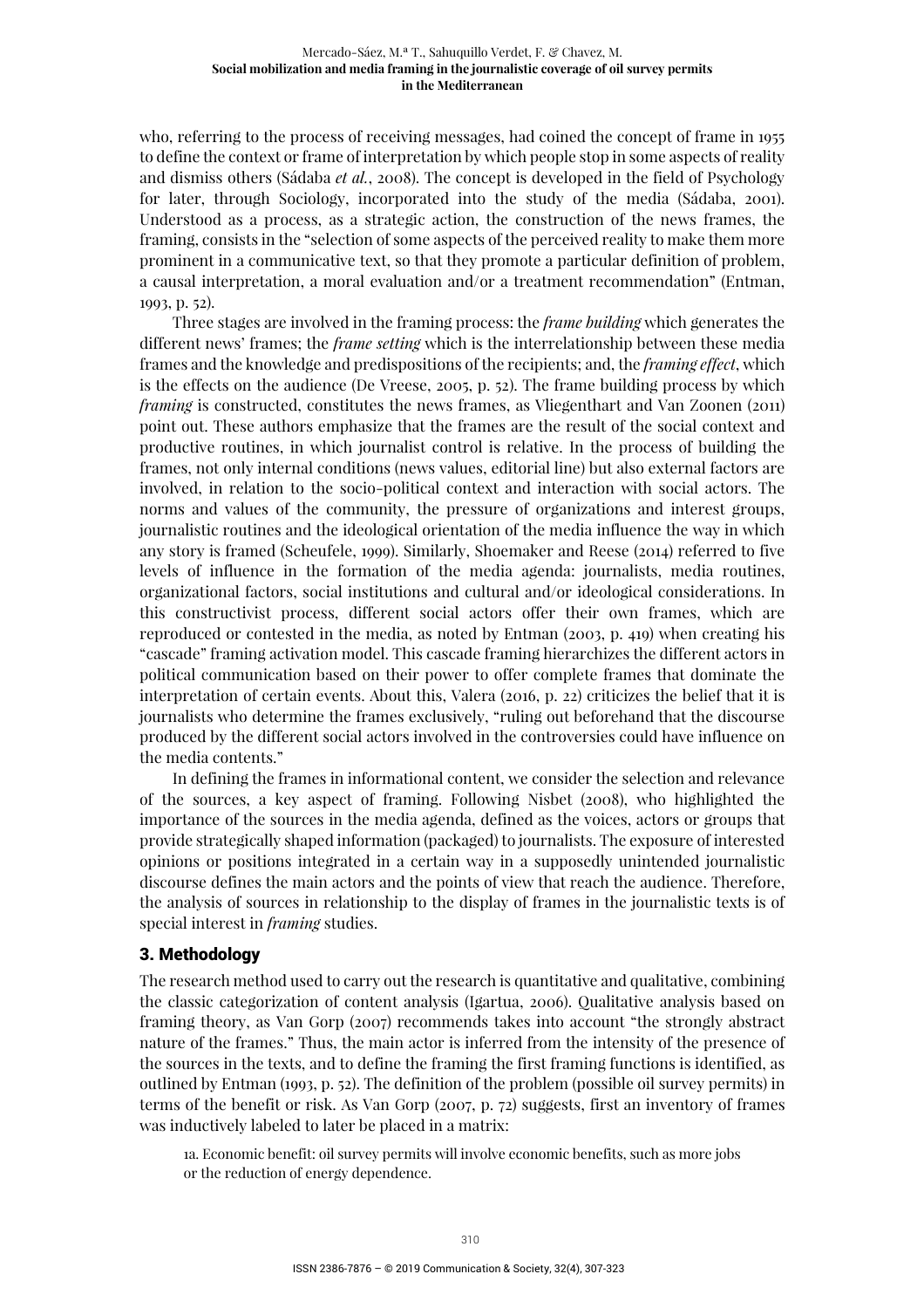who, referring to the process of receiving messages, had coined the concept of frame in 1955 to define the context or frame of interpretation by which people stop in some aspects of reality and dismiss others (Sádaba *et al.*, 2008). The concept is developed in the field of Psychology for later, through Sociology, incorporated into the study of the media (Sádaba, 2001). Understood as a process, as a strategic action, the construction of the news frames, the framing, consists in the "selection of some aspects of the perceived reality to make them more prominent in a communicative text, so that they promote a particular definition of problem, a causal interpretation, a moral evaluation and/or a treatment recommendation" (Entman, 1993, p. 52).

Three stages are involved in the framing process: the *frame building* which generates the different news' frames; the *frame setting* which is the interrelationship between these media frames and the knowledge and predispositions of the recipients; and, the *framing effect*, which is the effects on the audience (De Vreese, 2005, p. 52). The frame building process by which *framing* is constructed, constitutes the news frames, as Vliegenthart and Van Zoonen (2011) point out. These authors emphasize that the frames are the result of the social context and productive routines, in which journalist control is relative. In the process of building the frames, not only internal conditions (news values, editorial line) but also external factors are involved, in relation to the socio-political context and interaction with social actors. The norms and values of the community, the pressure of organizations and interest groups, journalistic routines and the ideological orientation of the media influence the way in which any story is framed (Scheufele, 1999). Similarly, Shoemaker and Reese (2014) referred to five levels of influence in the formation of the media agenda: journalists, media routines, organizational factors, social institutions and cultural and/or ideological considerations. In this constructivist process, different social actors offer their own frames, which are reproduced or contested in the media, as noted by Entman (2003, p. 419) when creating his "cascade" framing activation model. This cascade framing hierarchizes the different actors in political communication based on their power to offer complete frames that dominate the interpretation of certain events. About this, Valera (2016, p. 22) criticizes the belief that it is journalists who determine the frames exclusively, "ruling out beforehand that the discourse produced by the different social actors involved in the controversies could have influence on the media contents."

In defining the frames in informational content, we consider the selection and relevance of the sources, a key aspect of framing. Following Nisbet (2008), who highlighted the importance of the sources in the media agenda, defined as the voices, actors or groups that provide strategically shaped information (packaged) to journalists. The exposure of interested opinions or positions integrated in a certain way in a supposedly unintended journalistic discourse defines the main actors and the points of view that reach the audience. Therefore, the analysis of sources in relationship to the display of frames in the journalistic texts is of special interest in *framing* studies.

## 3. Methodology

The research method used to carry out the research is quantitative and qualitative, combining the classic categorization of content analysis (Igartua, 2006). Qualitative analysis based on framing theory, as Van Gorp (2007) recommends takes into account "the strongly abstract nature of the frames." Thus, the main actor is inferred from the intensity of the presence of the sources in the texts, and to define the framing the first framing functions is identified, as outlined by Entman (1993, p. 52). The definition of the problem (possible oil survey permits) in terms of the benefit or risk. As Van Gorp (2007, p. 72) suggests, first an inventory of frames was inductively labeled to later be placed in a matrix:

> 1a. Economic benefit: oil survey permits will involve economic benefits, such as more jobs or the reduction of energy dependence.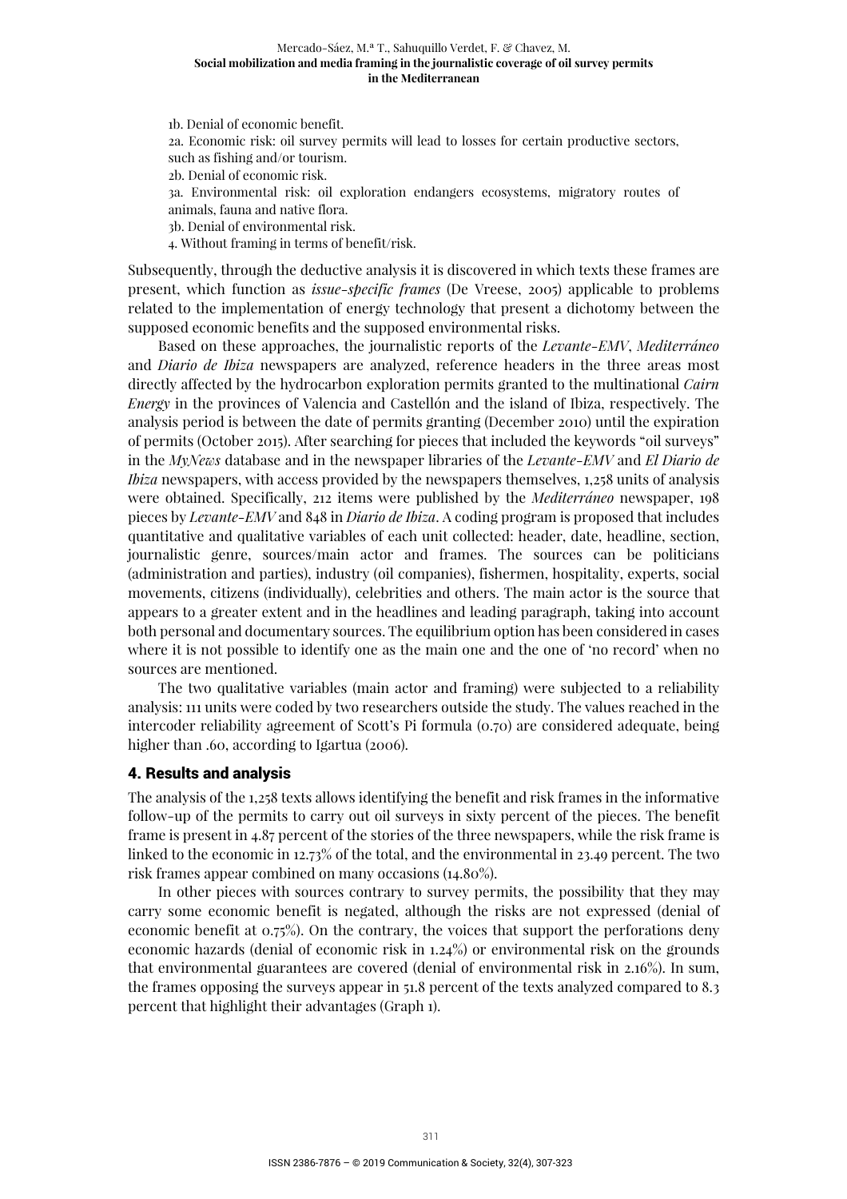1b. Denial of economic benefit.

2a. Economic risk: oil survey permits will lead to losses for certain productive sectors, such as fishing and/or tourism.

2b. Denial of economic risk.

3a. Environmental risk: oil exploration endangers ecosystems, migratory routes of animals, fauna and native flora.

3b. Denial of environmental risk.

4. Without framing in terms of benefit/risk.

Subsequently, through the deductive analysis it is discovered in which texts these frames are present, which function as *issue-specific frames* (De Vreese, 2005) applicable to problems related to the implementation of energy technology that present a dichotomy between the supposed economic benefits and the supposed environmental risks.

Based on these approaches, the journalistic reports of the *Levante-EMV*, *Mediterráneo* and *Diario de Ibiza* newspapers are analyzed, reference headers in the three areas most directly affected by the hydrocarbon exploration permits granted to the multinational *Cairn Energy* in the provinces of Valencia and Castellón and the island of Ibiza, respectively. The analysis period is between the date of permits granting (December 2010) until the expiration of permits (October 2015). After searching for pieces that included the keywords "oil surveys" in the *MyNews* database and in the newspaper libraries of the *Levante-EMV* and *El Diario de Ibiza* newspapers, with access provided by the newspapers themselves, 1,258 units of analysis were obtained. Specifically, 212 items were published by the *Mediterráneo* newspaper, 198 pieces by *Levante-EMV* and 848 in *Diario de Ibiza*. A coding program is proposed that includes quantitative and qualitative variables of each unit collected: header, date, headline, section, journalistic genre, sources/main actor and frames. The sources can be politicians (administration and parties), industry (oil companies), fishermen, hospitality, experts, social movements, citizens (individually), celebrities and others. The main actor is the source that appears to a greater extent and in the headlines and leading paragraph, taking into account both personal and documentary sources. The equilibrium option has been considered in cases where it is not possible to identify one as the main one and the one of 'no record' when no sources are mentioned.

The two qualitative variables (main actor and framing) were subjected to a reliability analysis: 111 units were coded by two researchers outside the study. The values reached in the intercoder reliability agreement of Scott's Pi formula (0.70) are considered adequate, being higher than .60, according to Igartua (2006).

## 4. Results and analysis

The analysis of the 1,258 texts allows identifying the benefit and risk frames in the informative follow-up of the permits to carry out oil surveys in sixty percent of the pieces. The benefit frame is present in 4.87 percent of the stories of the three newspapers, while the risk frame is linked to the economic in 12.73% of the total, and the environmental in 23.49 percent. The two risk frames appear combined on many occasions (14.80%).

In other pieces with sources contrary to survey permits, the possibility that they may carry some economic benefit is negated, although the risks are not expressed (denial of economic benefit at 0.75%). On the contrary, the voices that support the perforations deny economic hazards (denial of economic risk in 1.24%) or environmental risk on the grounds that environmental guarantees are covered (denial of environmental risk in 2.16%). In sum, the frames opposing the surveys appear in 51.8 percent of the texts analyzed compared to 8.3 percent that highlight their advantages (Graph 1).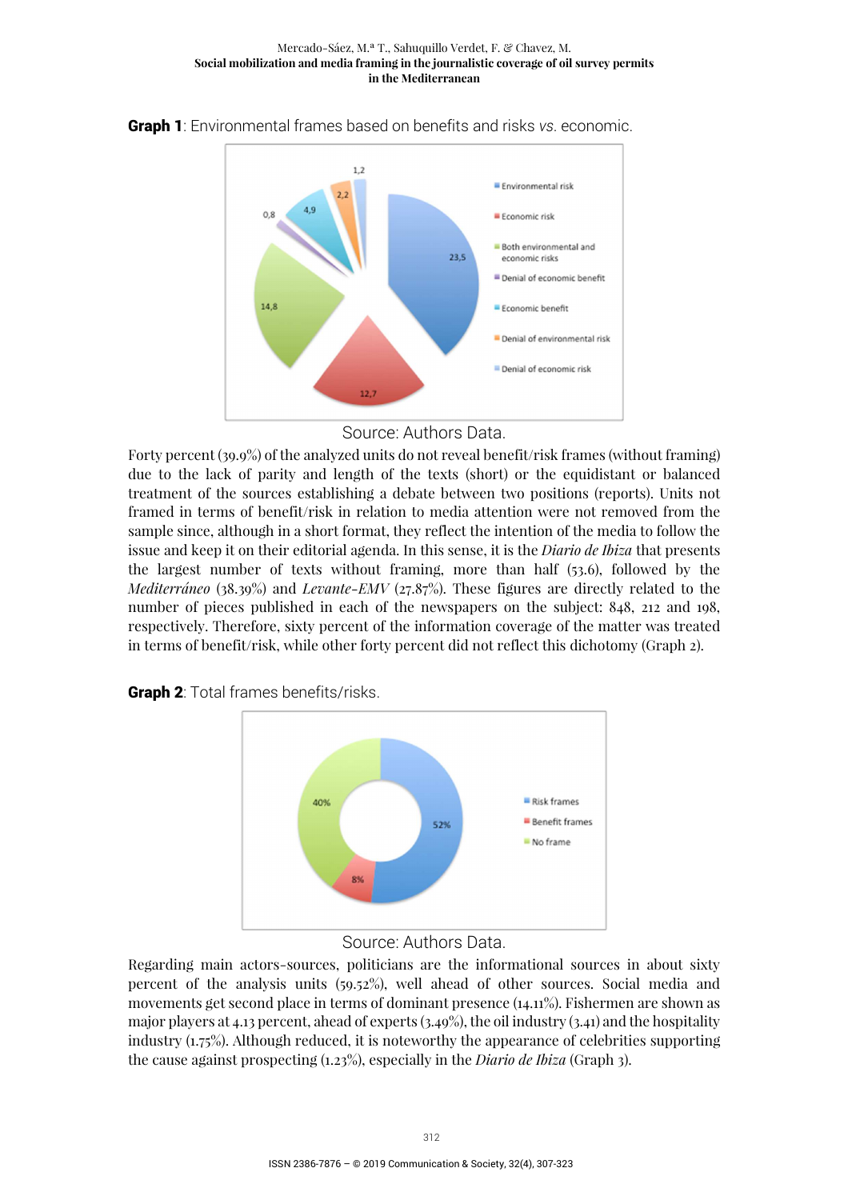**Graph 1**: Environmental frames based on benefits and risks *vs.* economic.

Source: Authors Data.

Forty percent (39.9%) of the analyzed units do not reveal benefit/risk frames (without framing) due to the lack of parity and length of the texts (short) or the equidistant or balanced treatment of the sources establishing a debate between two positions (reports). Units not framed in terms of benefit/risk in relation to media attention were not removed from the sample since, although in a short format, they reflect the intention of the media to follow the issue and keep it on their editorial agenda. In this sense, it is the *Diario de Ibiza* that presents the largest number of texts without framing, more than half (53.6), followed by the *Mediterráneo* (38.39%) and *Levante-EMV* (27.87%). These figures are directly related to the number of pieces published in each of the newspapers on the subject: 848, 212 and 198, respectively. Therefore, sixty percent of the information coverage of the matter was treated in terms of benefit/risk, while other forty percent did not reflect this dichotomy (Graph 2).

**Graph 2**: Total frames benefits/risks.

Source: Authors Data.

Regarding main actors-sources, politicians are the informational sources in about sixty percent of the analysis units (59.52%), well ahead of other sources. Social media and movements get second place in terms of dominant presence (14.11%). Fishermen are shown as major players at 4.13 percent, ahead of experts (3.49%), the oil industry (3.41) and the hospitality industry (1.75%). Although reduced, it is noteworthy the appearance of celebrities supporting the cause against prospecting (1.23%), especially in the *Diario de Ibiza* (Graph 3).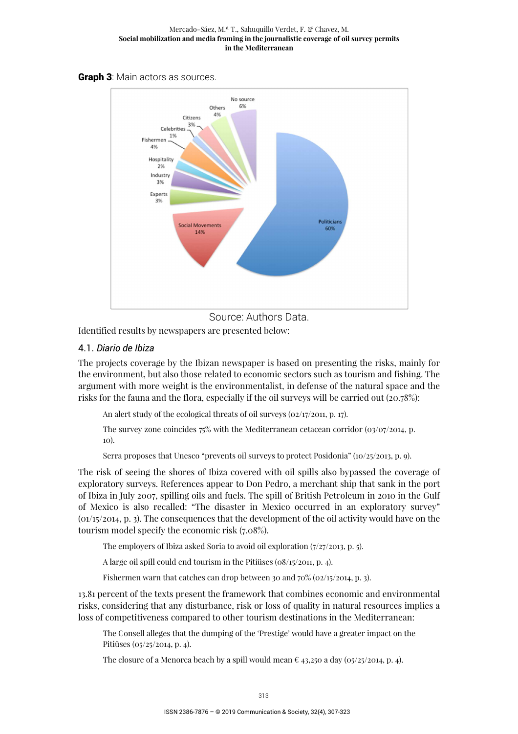**Graph 3**: Main actors as sources.

Source: Authors Data.

Identified results by newspapers are presented below:

### 4.1. *Diario de Ibiza*

The projects coverage by the Ibizan newspaper is based on presenting the risks, mainly for the environment, but also those related to economic sectors such as tourism and fishing. The argument with more weight is the environmentalist, in defense of the natural space and the risks for the fauna and the flora, especially if the oil surveys will be carried out (20.78%):

> An alert study of the ecological threats of oil surveys (02/17/2011, p. 17).
>
> The survey zone coincides 75% with the Mediterranean cetacean corridor (03/07/2014, p. 10).
>
> Serra proposes that Unesco "prevents oil surveys to protect Posidonia" (10/25/2013, p. 9).

The risk of seeing the shores of Ibiza covered with oil spills also bypassed the coverage of exploratory surveys. References appear to Don Pedro, a merchant ship that sank in the port of Ibiza in July 2007, spilling oils and fuels. The spill of British Petroleum in 2010 in the Gulf of Mexico is also recalled: "The disaster in Mexico occurred in an exploratory survey" (01/15/2014, p. 3). The consequences that the development of the oil activity would have on the tourism model specify the economic risk (7.08%).

> The employers of Ibiza asked Soria to avoid oil exploration (7/27/2013, p. 5).
>
> A large oil spill could end tourism in the Pitiüses (08/15/2011, p. 4).
>
> Fishermen warn that catches can drop between 30 and 70% (02/15/2014, p. 3).

13.81 percent of the texts present the framework that combines economic and environmental risks, considering that any disturbance, risk or loss of quality in natural resources implies a loss of competitiveness compared to other tourism destinations in the Mediterranean:

> The Consell alleges that the dumping of the 'Prestige' would have a greater impact on the Pitiüses (05/25/2014, p. 4).
>
> The closure of a Menorca beach by a spill would mean € 43,250 a day (05/25/2014, p. 4).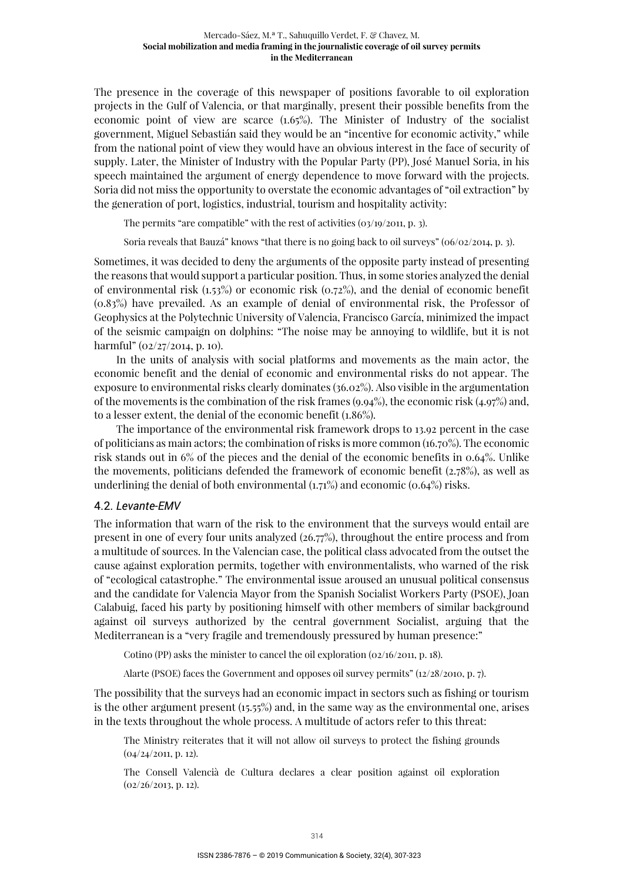The presence in the coverage of this newspaper of positions favorable to oil exploration projects in the Gulf of Valencia, or that marginally, present their possible benefits from the economic point of view are scarce (1.65%). The Minister of Industry of the socialist government, Miguel Sebastián said they would be an "incentive for economic activity," while from the national point of view they would have an obvious interest in the face of security of supply. Later, the Minister of Industry with the Popular Party (PP), José Manuel Soria, in his speech maintained the argument of energy dependence to move forward with the projects. Soria did not miss the opportunity to overstate the economic advantages of "oil extraction" by the generation of port, logistics, industrial, tourism and hospitality activity:

> The permits "are compatible" with the rest of activities (03/19/2011, p. 3).
>
> Soria reveals that Bauzá" knows "that there is no going back to oil surveys" (06/02/2014, p. 3).

Sometimes, it was decided to deny the arguments of the opposite party instead of presenting the reasons that would support a particular position. Thus, in some stories analyzed the denial of environmental risk (1.53%) or economic risk (0.72%), and the denial of economic benefit (0.83%) have prevailed. As an example of denial of environmental risk, the Professor of Geophysics at the Polytechnic University of Valencia, Francisco García, minimized the impact of the seismic campaign on dolphins: "The noise may be annoying to wildlife, but it is not harmful" (02/27/2014, p. 10).

In the units of analysis with social platforms and movements as the main actor, the economic benefit and the denial of economic and environmental risks do not appear. The exposure to environmental risks clearly dominates (36.02%). Also visible in the argumentation of the movements is the combination of the risk frames (9.94%), the economic risk (4.97%) and, to a lesser extent, the denial of the economic benefit (1.86%).

The importance of the environmental risk framework drops to 13.92 percent in the case of politicians as main actors; the combination of risks is more common (16.70%). The economic risk stands out in 6% of the pieces and the denial of the economic benefits in 0.64%. Unlike the movements, politicians defended the framework of economic benefit (2.78%), as well as underlining the denial of both environmental (1.71%) and economic (0.64%) risks.

## 4.2. *Levante-EMV*

The information that warn of the risk to the environment that the surveys would entail are present in one of every four units analyzed (26.77%), throughout the entire process and from a multitude of sources. In the Valencian case, the political class advocated from the outset the cause against exploration permits, together with environmentalists, who warned of the risk of "ecological catastrophe." The environmental issue aroused an unusual political consensus and the candidate for Valencia Mayor from the Spanish Socialist Workers Party (PSOE), Joan Calabuig, faced his party by positioning himself with other members of similar background against oil surveys authorized by the central government Socialist, arguing that the Mediterranean is a "very fragile and tremendously pressured by human presence:"

> Cotino (PP) asks the minister to cancel the oil exploration (02/16/2011, p. 18).
>
> Alarte (PSOE) faces the Government and opposes oil survey permits" (12/28/2010, p. 7).

The possibility that the surveys had an economic impact in sectors such as fishing or tourism is the other argument present (15.55%) and, in the same way as the environmental one, arises in the texts throughout the whole process. A multitude of actors refer to this threat:

> The Ministry reiterates that it will not allow oil surveys to protect the fishing grounds (04/24/2011, p. 12).
>
> The Consell Valencià de Cultura declares a clear position against oil exploration (02/26/2013, p. 12).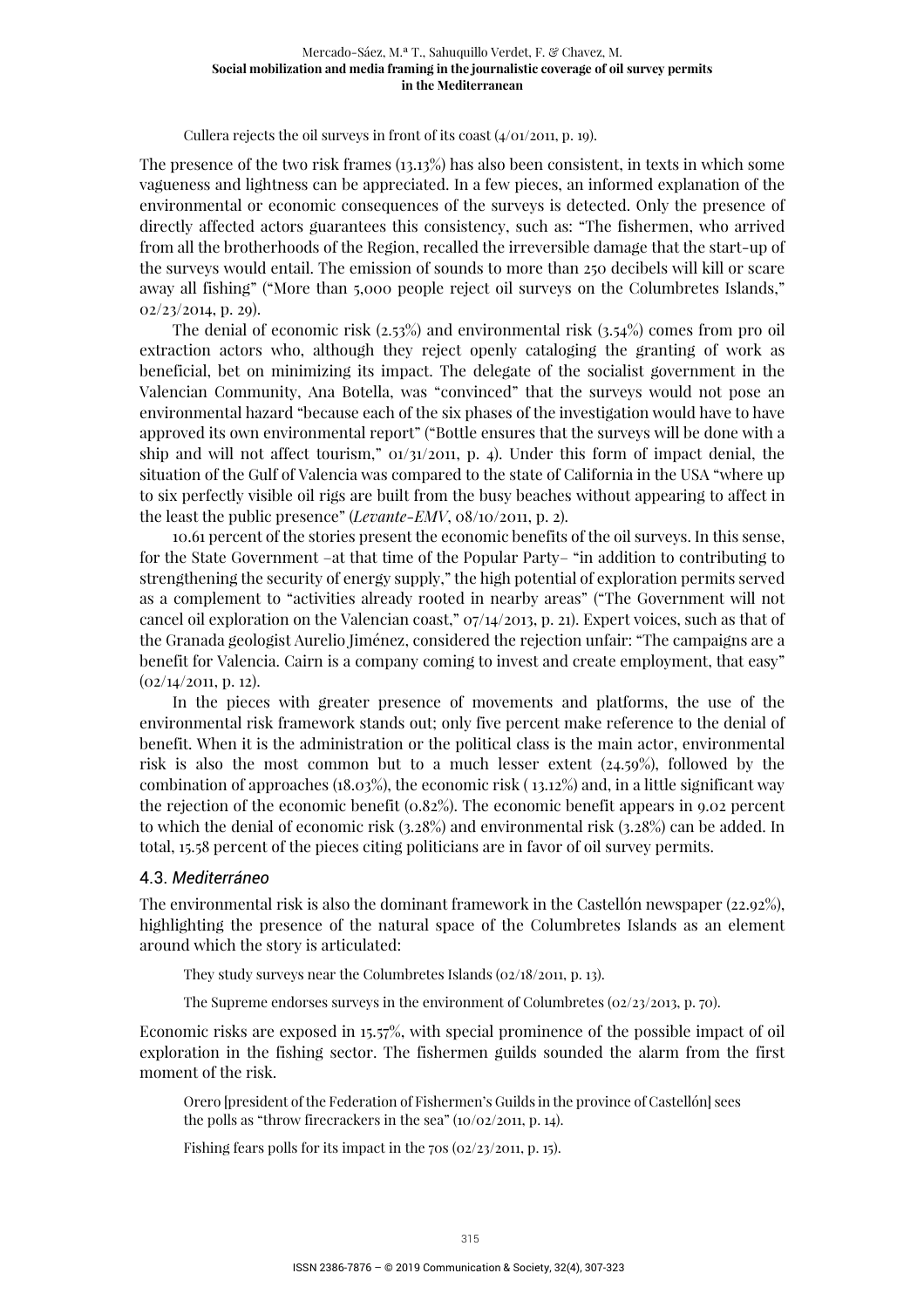Cullera rejects the oil surveys in front of its coast (4/01/2011, p. 19).

The presence of the two risk frames (13.13%) has also been consistent, in texts in which some vagueness and lightness can be appreciated. In a few pieces, an informed explanation of the environmental or economic consequences of the surveys is detected. Only the presence of directly affected actors guarantees this consistency, such as: "The fishermen, who arrived from all the brotherhoods of the Region, recalled the irreversible damage that the start-up of the surveys would entail. The emission of sounds to more than 250 decibels will kill or scare away all fishing" ("More than 5,000 people reject oil surveys on the Columbretes Islands," 02/23/2014, p. 29).

The denial of economic risk (2.53%) and environmental risk (3.54%) comes from pro oil extraction actors who, although they reject openly cataloging the granting of work as beneficial, bet on minimizing its impact. The delegate of the socialist government in the Valencian Community, Ana Botella, was "convinced" that the surveys would not pose an environmental hazard "because each of the six phases of the investigation would have to have approved its own environmental report" ("Bottle ensures that the surveys will be done with a ship and will not affect tourism," 01/31/2011, p. 4). Under this form of impact denial, the situation of the Gulf of Valencia was compared to the state of California in the USA "where up to six perfectly visible oil rigs are built from the busy beaches without appearing to affect in the least the public presence" (*Levante-EMV*, 08/10/2011, p. 2).

10.61 percent of the stories present the economic benefits of the oil surveys. In this sense, for the State Government –at that time of the Popular Party– "in addition to contributing to strengthening the security of energy supply," the high potential of exploration permits served as a complement to "activities already rooted in nearby areas" ("The Government will not cancel oil exploration on the Valencian coast," 07/14/2013, p. 21). Expert voices, such as that of the Granada geologist Aurelio Jiménez, considered the rejection unfair: "The campaigns are a benefit for Valencia. Cairn is a company coming to invest and create employment, that easy" (02/14/2011, p. 12).

In the pieces with greater presence of movements and platforms, the use of the environmental risk framework stands out; only five percent make reference to the denial of benefit. When it is the administration or the political class is the main actor, environmental risk is also the most common but to a much lesser extent (24.59%), followed by the combination of approaches (18.03%), the economic risk ( 13.12%) and, in a little significant way the rejection of the economic benefit (0.82%). The economic benefit appears in 9.02 percent to which the denial of economic risk (3.28%) and environmental risk (3.28%) can be added. In total, 15.58 percent of the pieces citing politicians are in favor of oil survey permits.

### 4.3. *Mediterráneo*

The environmental risk is also the dominant framework in the Castellón newspaper (22.92%), highlighting the presence of the natural space of the Columbretes Islands as an element around which the story is articulated:

They study surveys near the Columbretes Islands (02/18/2011, p. 13).

The Supreme endorses surveys in the environment of Columbretes (02/23/2013, p. 70).

Economic risks are exposed in 15.57%, with special prominence of the possible impact of oil exploration in the fishing sector. The fishermen guilds sounded the alarm from the first moment of the risk.

Orero [president of the Federation of Fishermen's Guilds in the province of Castellón] sees the polls as "throw firecrackers in the sea" (10/02/2011, p. 14).

Fishing fears polls for its impact in the 70s (02/23/2011, p. 15).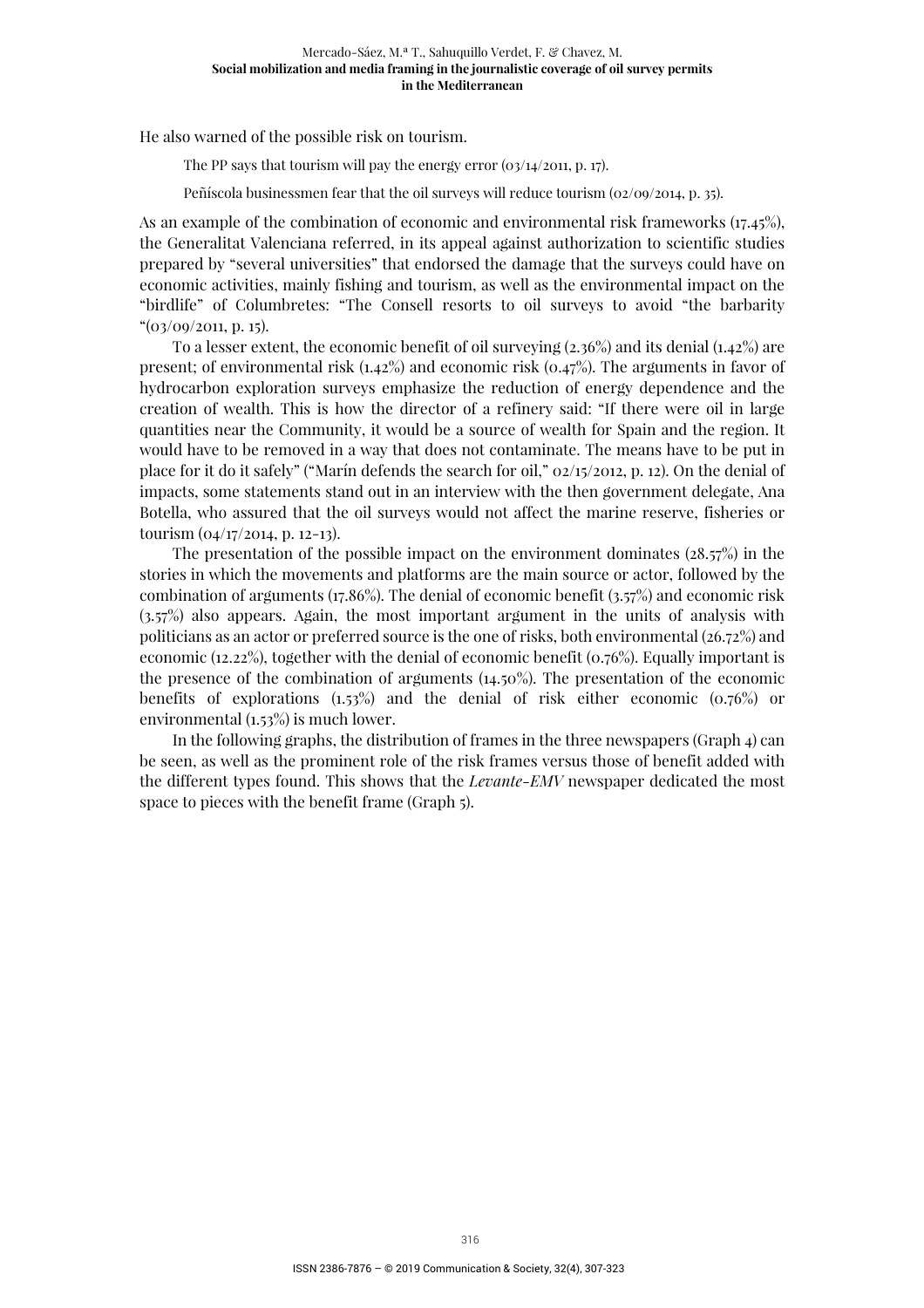He also warned of the possible risk on tourism.

> The PP says that tourism will pay the energy error (03/14/2011, p. 17).
>
> Peñíscola businessmen fear that the oil surveys will reduce tourism (02/09/2014, p. 35).

As an example of the combination of economic and environmental risk frameworks (17.45%), the Generalitat Valenciana referred, in its appeal against authorization to scientific studies prepared by "several universities" that endorsed the damage that the surveys could have on economic activities, mainly fishing and tourism, as well as the environmental impact on the "birdlife" of Columbretes: "The Consell resorts to oil surveys to avoid "the barbarity "(03/09/2011, p. 15).

To a lesser extent, the economic benefit of oil surveying (2.36%) and its denial (1.42%) are present; of environmental risk (1.42%) and economic risk (0.47%). The arguments in favor of hydrocarbon exploration surveys emphasize the reduction of energy dependence and the creation of wealth. This is how the director of a refinery said: "If there were oil in large quantities near the Community, it would be a source of wealth for Spain and the region. It would have to be removed in a way that does not contaminate. The means have to be put in place for it do it safely" ("Marín defends the search for oil," 02/15/2012, p. 12). On the denial of impacts, some statements stand out in an interview with the then government delegate, Ana Botella, who assured that the oil surveys would not affect the marine reserve, fisheries or tourism (04/17/2014, p. 12-13).

The presentation of the possible impact on the environment dominates (28.57%) in the stories in which the movements and platforms are the main source or actor, followed by the combination of arguments (17.86%). The denial of economic benefit (3.57%) and economic risk (3.57%) also appears. Again, the most important argument in the units of analysis with politicians as an actor or preferred source is the one of risks, both environmental (26.72%) and economic (12.22%), together with the denial of economic benefit (0.76%). Equally important is the presence of the combination of arguments (14.50%). The presentation of the economic benefits of explorations (1.53%) and the denial of risk either economic (0.76%) or environmental (1.53%) is much lower.

In the following graphs, the distribution of frames in the three newspapers (Graph 4) can be seen, as well as the prominent role of the risk frames versus those of benefit added with the different types found. This shows that the *Levante-EMV* newspaper dedicated the most space to pieces with the benefit frame (Graph 5).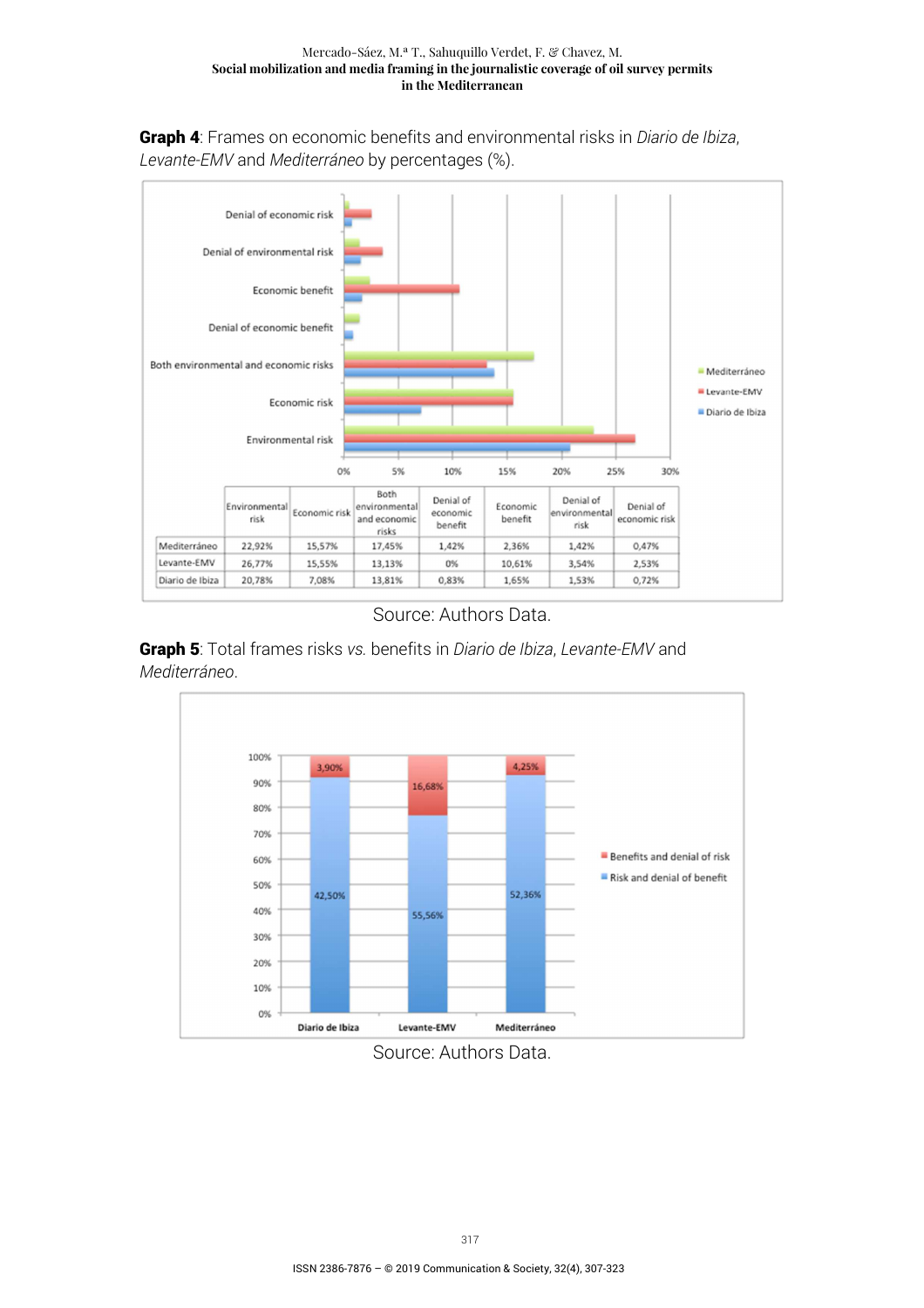**Graph 4**: Frames on economic benefits and environmental risks in *Diario de Ibiza*, *Levante-EMV* and *Mediterráneo* by percentages (%).

| | Environmental risk | Economic risk | Both environmental and economic risks | Denial of economic benefit | Economic benefit | Denial of environmental risk | Denial of economic risk |
|---|---|---|---|---|---|---|---|
| Mediterráneo | 22,92% | 15,57% | 17,45% | 1,42% | 2,36% | 1,42% | 0,47% |
| Levante-EMV | 26,77% | 15,55% | 13,13% | 0% | 10,61% | 3,54% | 2,53% |
| Diario de Ibiza | 20,78% | 7,08% | 13,81% | 0,83% | 1,65% | 1,53% | 0,72% |

Source: Authors Data.

**Graph 5**: Total frames risks *vs.* benefits in *Diario de Ibiza*, *Levante-EMV* and *Mediterráneo*.

| | Diario de Ibiza | Levante-EMV | Mediterráneo |
|---|---|---|---|
| Benefits and denial of risk | 3,90% | 16,68% | 4,25% |
| Risk and denial of benefit | 42,50% | 55,56% | 52,36% |

Source: Authors Data.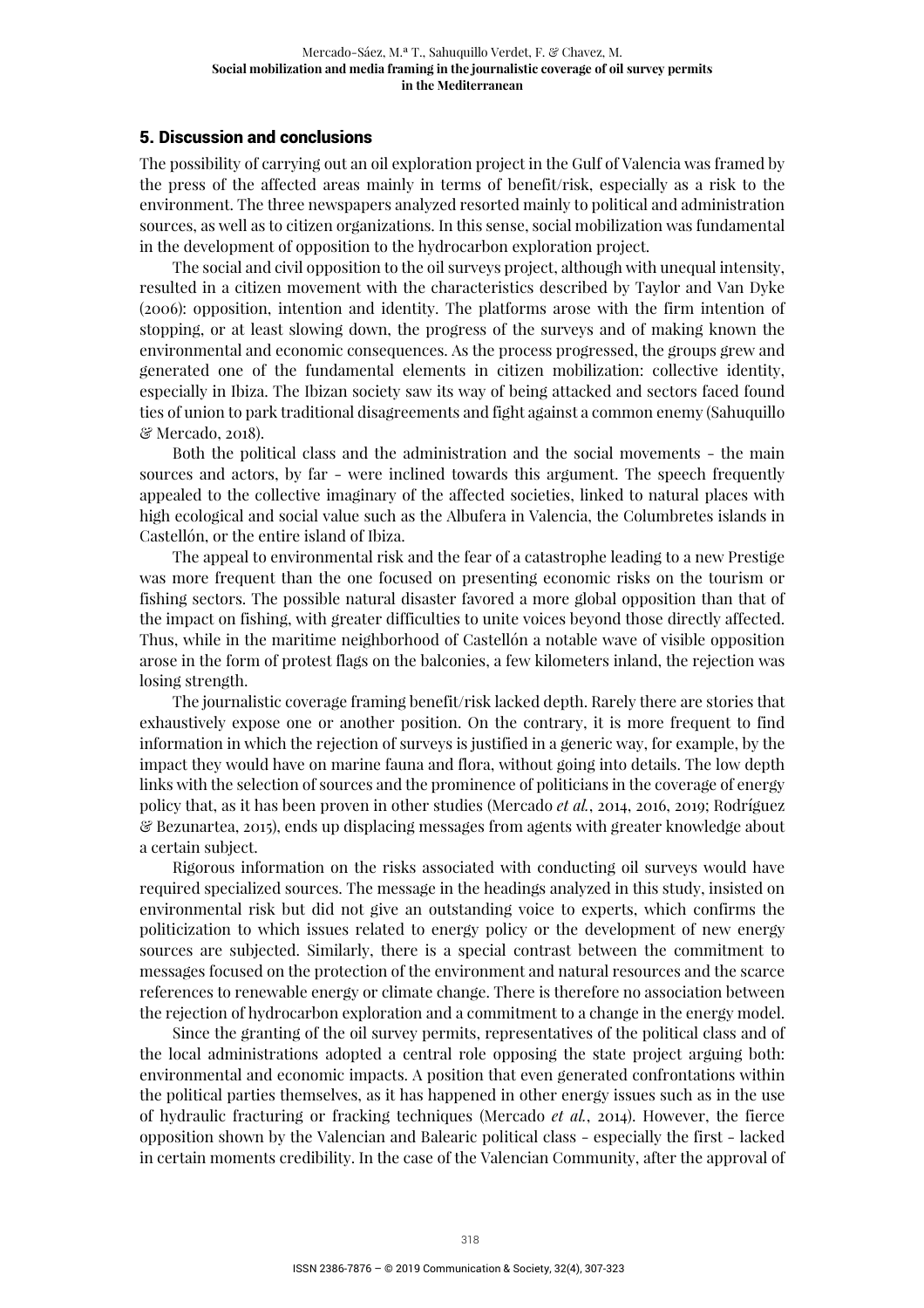## 5. Discussion and conclusions

The possibility of carrying out an oil exploration project in the Gulf of Valencia was framed by the press of the affected areas mainly in terms of benefit/risk, especially as a risk to the environment. The three newspapers analyzed resorted mainly to political and administration sources, as well as to citizen organizations. In this sense, social mobilization was fundamental in the development of opposition to the hydrocarbon exploration project.

The social and civil opposition to the oil surveys project, although with unequal intensity, resulted in a citizen movement with the characteristics described by Taylor and Van Dyke (2006): opposition, intention and identity. The platforms arose with the firm intention of stopping, or at least slowing down, the progress of the surveys and of making known the environmental and economic consequences. As the process progressed, the groups grew and generated one of the fundamental elements in citizen mobilization: collective identity, especially in Ibiza. The Ibizan society saw its way of being attacked and sectors faced found ties of union to park traditional disagreements and fight against a common enemy (Sahuquillo & Mercado, 2018).

Both the political class and the administration and the social movements – the main sources and actors, by far – were inclined towards this argument. The speech frequently appealed to the collective imaginary of the affected societies, linked to natural places with high ecological and social value such as the Albufera in Valencia, the Columbretes islands in Castellón, or the entire island of Ibiza.

The appeal to environmental risk and the fear of a catastrophe leading to a new Prestige was more frequent than the one focused on presenting economic risks on the tourism or fishing sectors. The possible natural disaster favored a more global opposition than that of the impact on fishing, with greater difficulties to unite voices beyond those directly affected. Thus, while in the maritime neighborhood of Castellón a notable wave of visible opposition arose in the form of protest flags on the balconies, a few kilometers inland, the rejection was losing strength.

The journalistic coverage framing benefit/risk lacked depth. Rarely there are stories that exhaustively expose one or another position. On the contrary, it is more frequent to find information in which the rejection of surveys is justified in a generic way, for example, by the impact they would have on marine fauna and flora, without going into details. The low depth links with the selection of sources and the prominence of politicians in the coverage of energy policy that, as it has been proven in other studies (Mercado *et al.*, 2014, 2016, 2019; Rodríguez & Bezunartea, 2015), ends up displacing messages from agents with greater knowledge about a certain subject.

Rigorous information on the risks associated with conducting oil surveys would have required specialized sources. The message in the headings analyzed in this study, insisted on environmental risk but did not give an outstanding voice to experts, which confirms the politicization to which issues related to energy policy or the development of new energy sources are subjected. Similarly, there is a special contrast between the commitment to messages focused on the protection of the environment and natural resources and the scarce references to renewable energy or climate change. There is therefore no association between the rejection of hydrocarbon exploration and a commitment to a change in the energy model.

Since the granting of the oil survey permits, representatives of the political class and of the local administrations adopted a central role opposing the state project arguing both: environmental and economic impacts. A position that even generated confrontations within the political parties themselves, as it has happened in other energy issues such as in the use of hydraulic fracturing or fracking techniques (Mercado *et al.*, 2014). However, the fierce opposition shown by the Valencian and Balearic political class – especially the first – lacked in certain moments credibility. In the case of the Valencian Community, after the approval of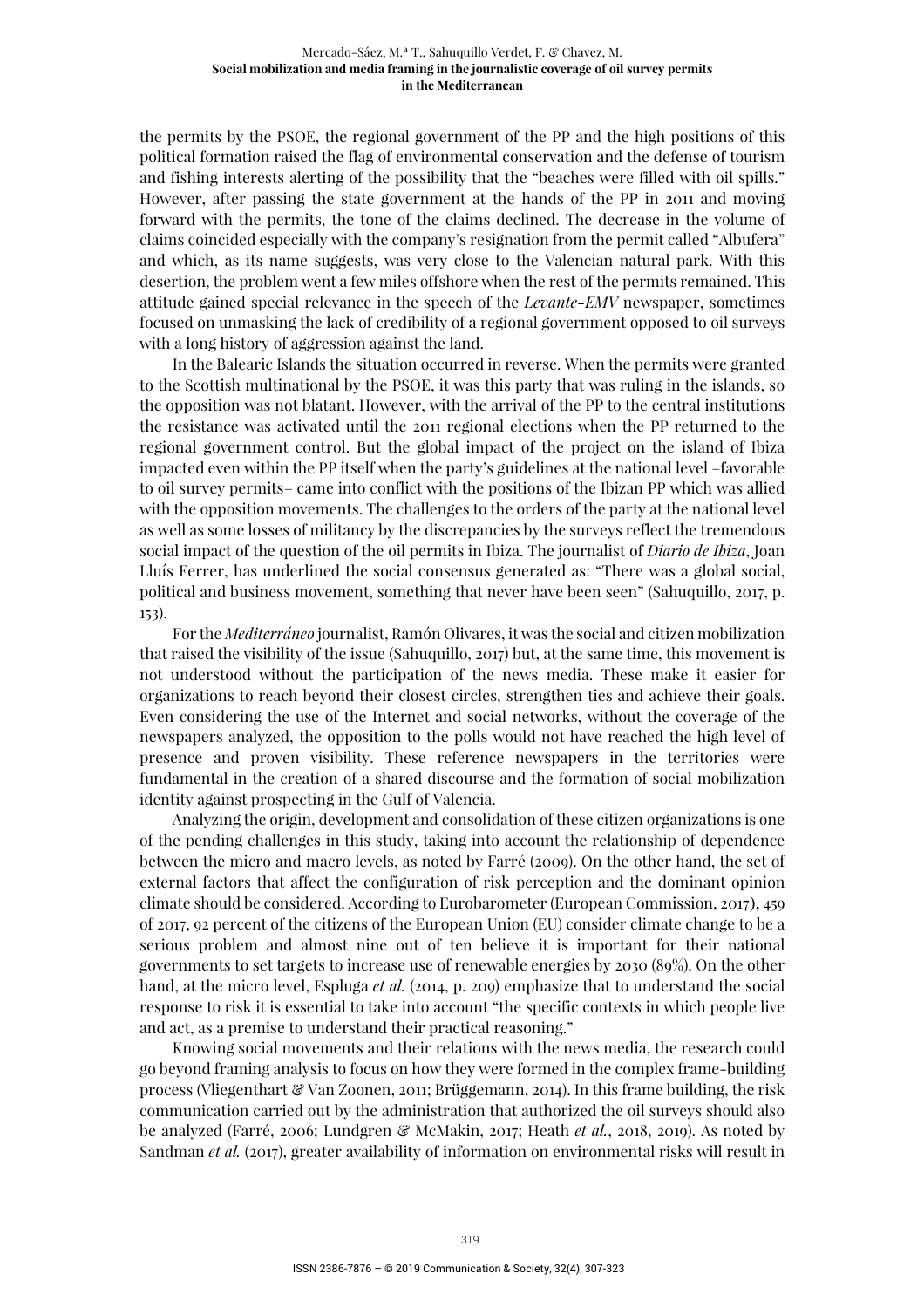the permits by the PSOE, the regional government of the PP and the high positions of this political formation raised the flag of environmental conservation and the defense of tourism and fishing interests alerting of the possibility that the "beaches were filled with oil spills." However, after passing the state government at the hands of the PP in 2011 and moving forward with the permits, the tone of the claims declined. The decrease in the volume of claims coincided especially with the company's resignation from the permit called "Albufera" and which, as its name suggests, was very close to the Valencian natural park. With this desertion, the problem went a few miles offshore when the rest of the permits remained. This attitude gained special relevance in the speech of the *Levante-EMV* newspaper, sometimes focused on unmasking the lack of credibility of a regional government opposed to oil surveys with a long history of aggression against the land.

In the Balearic Islands the situation occurred in reverse. When the permits were granted to the Scottish multinational by the PSOE, it was this party that was ruling in the islands, so the opposition was not blatant. However, with the arrival of the PP to the central institutions the resistance was activated until the 2011 regional elections when the PP returned to the regional government control. But the global impact of the project on the island of Ibiza impacted even within the PP itself when the party's guidelines at the national level –favorable to oil survey permits– came into conflict with the positions of the Ibizan PP which was allied with the opposition movements. The challenges to the orders of the party at the national level as well as some losses of militancy by the discrepancies by the surveys reflect the tremendous social impact of the question of the oil permits in Ibiza. The journalist of *Diario de Ibiza*, Joan Lluís Ferrer, has underlined the social consensus generated as: "There was a global social, political and business movement, something that never have been seen" (Sahuquillo, 2017, p. 153).

For the *Mediterráneo* journalist, Ramón Olivares, it was the social and citizen mobilization that raised the visibility of the issue (Sahuquillo, 2017) but, at the same time, this movement is not understood without the participation of the news media. These make it easier for organizations to reach beyond their closest circles, strengthen ties and achieve their goals. Even considering the use of the Internet and social networks, without the coverage of the newspapers analyzed, the opposition to the polls would not have reached the high level of presence and proven visibility. These reference newspapers in the territories were fundamental in the creation of a shared discourse and the formation of social mobilization identity against prospecting in the Gulf of Valencia.

Analyzing the origin, development and consolidation of these citizen organizations is one of the pending challenges in this study, taking into account the relationship of dependence between the micro and macro levels, as noted by Farré (2009). On the other hand, the set of external factors that affect the configuration of risk perception and the dominant opinion climate should be considered. According to Eurobarometer (European Commission, 2017), 459 of 2017, 92 percent of the citizens of the European Union (EU) consider climate change to be a serious problem and almost nine out of ten believe it is important for their national governments to set targets to increase use of renewable energies by 2030 (89%). On the other hand, at the micro level, Espluga *et al.* (2014, p. 209) emphasize that to understand the social response to risk it is essential to take into account "the specific contexts in which people live and act, as a premise to understand their practical reasoning."

Knowing social movements and their relations with the news media, the research could go beyond framing analysis to focus on how they were formed in the complex frame-building process (Vliegenthart & Van Zoonen, 2011; Brüggemann, 2014). In this frame building, the risk communication carried out by the administration that authorized the oil surveys should also be analyzed (Farré, 2006; Lundgren & McMakin, 2017; Heath *et al.*, 2018, 2019). As noted by Sandman *et al.* (2017), greater availability of information on environmental risks will result in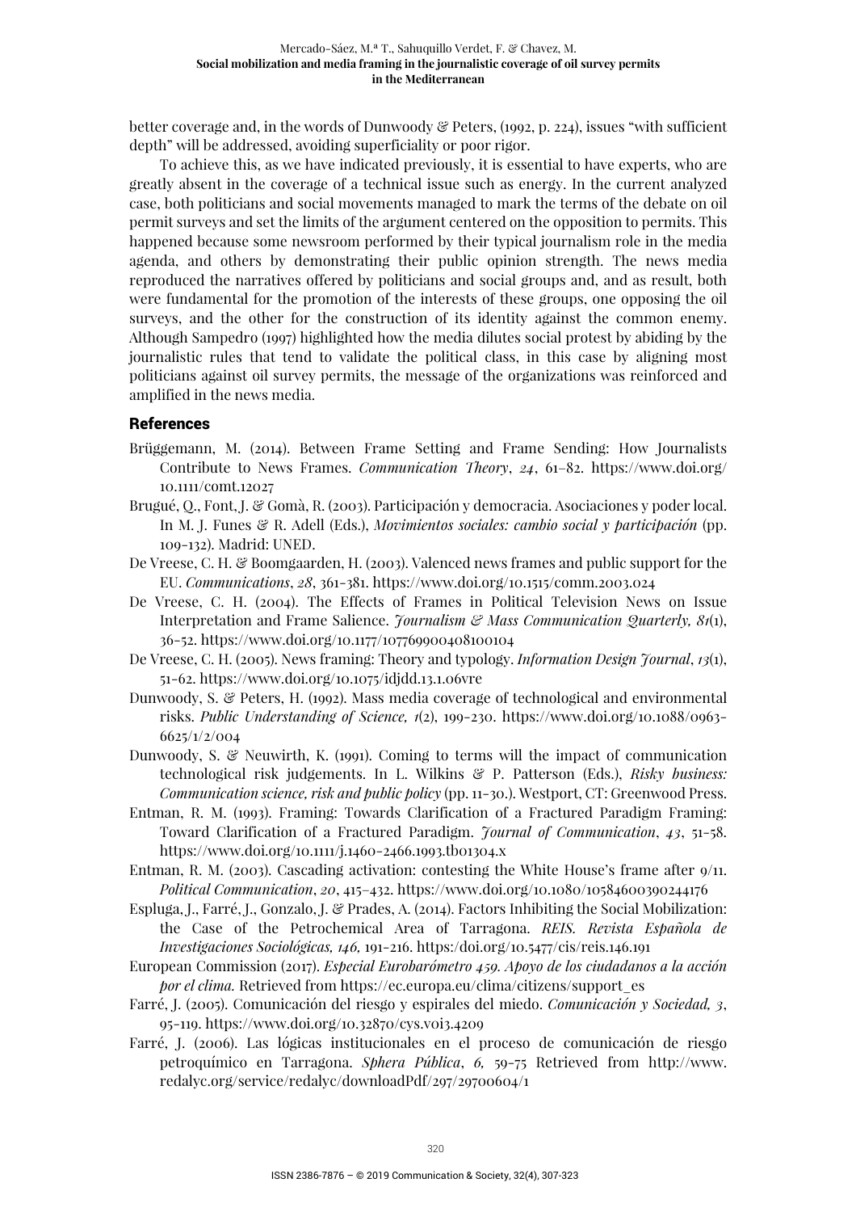better coverage and, in the words of Dunwoody & Peters, (1992, p. 224), issues "with sufficient depth" will be addressed, avoiding superficiality or poor rigor.

To achieve this, as we have indicated previously, it is essential to have experts, who are greatly absent in the coverage of a technical issue such as energy. In the current analyzed case, both politicians and social movements managed to mark the terms of the debate on oil permit surveys and set the limits of the argument centered on the opposition to permits. This happened because some newsroom performed by their typical journalism role in the media agenda, and others by demonstrating their public opinion strength. The news media reproduced the narratives offered by politicians and social groups and, and as result, both were fundamental for the promotion of the interests of these groups, one opposing the oil surveys, and the other for the construction of its identity against the common enemy. Although Sampedro (1997) highlighted how the media dilutes social protest by abiding by the journalistic rules that tend to validate the political class, in this case by aligning most politicians against oil survey permits, the message of the organizations was reinforced and amplified in the news media.

## References

Brüggemann, M. (2014). Between Frame Setting and Frame Sending: How Journalists Contribute to News Frames. *Communication Theory*, *24*, 61–82. https://www.doi.org/10.1111/comt.12027

Brugué, Q., Font, J. & Gomà, R. (2003). Participación y democracia. Asociaciones y poder local. In M. J. Funes & R. Adell (Eds.), *Movimientos sociales: cambio social y participación* (pp. 109-132). Madrid: UNED.

De Vreese, C. H. & Boomgaarden, H. (2003). Valenced news frames and public support for the EU. *Communications*, *28*, 361-381. https://www.doi.org/10.1515/comm.2003.024

De Vreese, C. H. (2004). The Effects of Frames in Political Television News on Issue Interpretation and Frame Salience. *Journalism & Mass Communication Quarterly, 81*(1), 36-52. https://www.doi.org/10.1177/107769900408100104

De Vreese, C. H. (2005). News framing: Theory and typology. *Information Design Journal*, *13*(1), 51-62. https://www.doi.org/10.1075/idjdd.13.1.06vre

Dunwoody, S. & Peters, H. (1992). Mass media coverage of technological and environmental risks. *Public Understanding of Science, 1*(2), 199-230. https://www.doi.org/10.1088/0963-6625/1/2/004

Dunwoody, S. & Neuwirth, K. (1991). Coming to terms will the impact of communication technological risk judgements. In L. Wilkins & P. Patterson (Eds.), *Risky business: Communication science, risk and public policy* (pp. 11-30.). Westport, CT: Greenwood Press.

Entman, R. M. (1993). Framing: Towards Clarification of a Fractured Paradigm Framing: Toward Clarification of a Fractured Paradigm. *Journal of Communication*, *43*, 51-58. https://www.doi.org/10.1111/j.1460-2466.1993.tb01304.x

Entman, R. M. (2003). Cascading activation: contesting the White House's frame after 9/11. *Political Communication*, *20*, 415–432. https://www.doi.org/10.1080/10584600390244176

Espluga, J., Farré, J., Gonzalo, J. & Prades, A. (2014). Factors Inhibiting the Social Mobilization: the Case of the Petrochemical Area of Tarragona. *REIS. Revista Española de Investigaciones Sociológicas, 146,* 191-216. https:/doi.org/10.5477/cis/reis.146.191

European Commission (2017). *Especial Eurobarómetro 459. Apoyo de los ciudadanos a la acción por el clima.* Retrieved from https://ec.europa.eu/clima/citizens/support_es

Farré, J. (2005). Comunicación del riesgo y espirales del miedo. *Comunicación y Sociedad, 3*, 95-119. https://www.doi.org/10.32870/cys.v0i3.4209

Farré, J. (2006). Las lógicas institucionales en el proceso de comunicación de riesgo petroquímico en Tarragona. *Sphera Pública*, *6,* 59-75 Retrieved from http://www.redalyc.org/service/redalyc/downloadPdf/297/29700604/1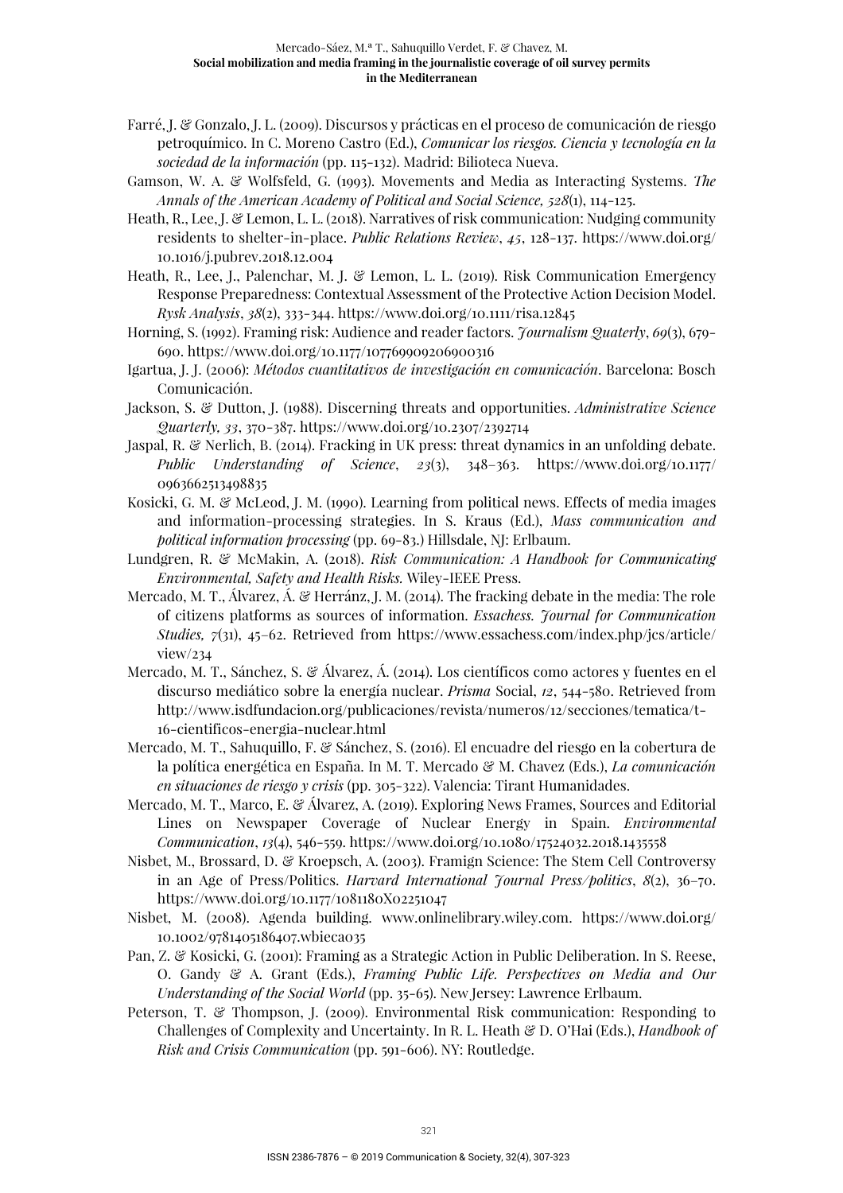Farré, J. & Gonzalo, J. L. (2009). Discursos y prácticas en el proceso de comunicación de riesgo petroquímico. In C. Moreno Castro (Ed.), *Comunicar los riesgos. Ciencia y tecnología en la sociedad de la información* (pp. 115-132). Madrid: Bilioteca Nueva.

Gamson, W. A. & Wolfsfeld, G. (1993). Movements and Media as Interacting Systems. *The Annals of the American Academy of Political and Social Science, 528*(1), 114-125.

Heath, R., Lee, J. & Lemon, L. L. (2018). Narratives of risk communication: Nudging community residents to shelter-in-place. *Public Relations Review*, *45*, 128-137. https://www.doi.org/10.1016/j.pubrev.2018.12.004

Heath, R., Lee, J., Palenchar, M. J. & Lemon, L. L. (2019). Risk Communication Emergency Response Preparedness: Contextual Assessment of the Protective Action Decision Model. *Rysk Analysis*, *38*(2), 333-344. https://www.doi.org/10.1111/risa.12845

Horning, S. (1992). Framing risk: Audience and reader factors. *Journalism Quaterly*, *69*(3), 679-690. https://www.doi.org/10.1177/107769909206900316

Igartua, J. J. (2006): *Métodos cuantitativos de investigación en comunicación*. Barcelona: Bosch Comunicación.

Jackson, S. & Dutton, J. (1988). Discerning threats and opportunities. *Administrative Science Quarterly, 33*, 370-387. https://www.doi.org/10.2307/2392714

Jaspal, R. & Nerlich, B. (2014). Fracking in UK press: threat dynamics in an unfolding debate. *Public Understanding of Science*, *23*(3), 348–363. https://www.doi.org/10.1177/0963662513498835

Kosicki, G. M. & McLeod, J. M. (1990). Learning from political news. Effects of media images and information-processing strategies. In S. Kraus (Ed.), *Mass communication and political information processing* (pp. 69-83.) Hillsdale, NJ: Erlbaum.

Lundgren, R. & McMakin, A. (2018). *Risk Communication: A Handbook for Communicating Environmental, Safety and Health Risks.* Wiley-IEEE Press.

Mercado, M. T., Álvarez, Á. & Herránz, J. M. (2014). The fracking debate in the media: The role of citizens platforms as sources of information. *Essachess. Journal for Communication Studies, 7*(31), 45–62. Retrieved from https://www.essachess.com/index.php/jcs/article/view/234

Mercado, M. T., Sánchez, S. & Álvarez, Á. (2014). Los científicos como actores y fuentes en el discurso mediático sobre la energía nuclear. *Prisma* Social, *12*, 544-580. Retrieved from http://www.isdfundacion.org/publicaciones/revista/numeros/12/secciones/tematica/t-16-cientificos-energia-nuclear.html

Mercado, M. T., Sahuquillo, F. & Sánchez, S. (2016). El encuadre del riesgo en la cobertura de la política energética en España. In M. T. Mercado & M. Chavez (Eds.), *La comunicación en situaciones de riesgo y crisis* (pp. 305-322). Valencia: Tirant Humanidades.

Mercado, M. T., Marco, E. & Álvarez, A. (2019). Exploring News Frames, Sources and Editorial Lines on Newspaper Coverage of Nuclear Energy in Spain. *Environmental Communication*, *13*(4), 546-559. https://www.doi.org/10.1080/17524032.2018.1435558

Nisbet, M., Brossard, D. & Kroepsch, A. (2003). Framign Science: The Stem Cell Controversy in an Age of Press/Politics. *Harvard International Journal Press/politics*, *8*(2), 36–70. https://www.doi.org/10.1177/1081180X02251047

Nisbet, M. (2008). Agenda building. www.onlinelibrary.wiley.com. https://www.doi.org/10.1002/9781405186407.wbieca035

Pan, Z. & Kosicki, G. (2001): Framing as a Strategic Action in Public Deliberation. In S. Reese, O. Gandy & A. Grant (Eds.), *Framing Public Life. Perspectives on Media and Our Understanding of the Social World* (pp. 35-65). New Jersey: Lawrence Erlbaum.

Peterson, T. & Thompson, J. (2009). Environmental Risk communication: Responding to Challenges of Complexity and Uncertainty. In R. L. Heath & D. O'Hai (Eds.), *Handbook of Risk and Crisis Communication* (pp. 591-606). NY: Routledge.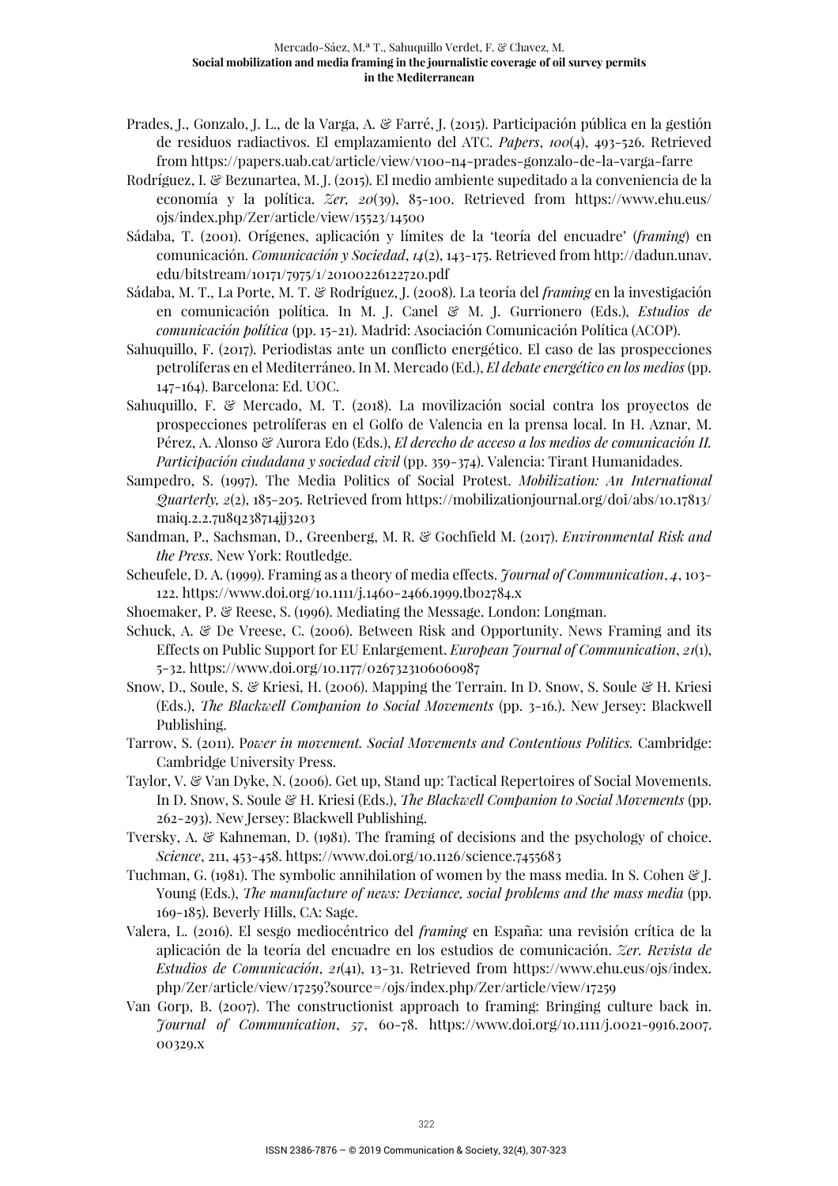Prades, J., Gonzalo, J. L., de la Varga, A. & Farré, J. (2015). Participación pública en la gestión de residuos radiactivos. El emplazamiento del ATC. *Papers*, *100*(4), 493-526. Retrieved from https://papers.uab.cat/article/view/v100-n4-prades-gonzalo-de-la-varga-farre

Rodríguez, I. & Bezunartea, M. J. (2015). El medio ambiente supeditado a la conveniencia de la economía y la política. *Zer, 20*(39), 85-100. Retrieved from https://www.ehu.eus/ojs/index.php/Zer/article/view/15523/14500

Sádaba, T. (2001). Orígenes, aplicación y límites de la 'teoría del encuadre' (*framing*) en comunicación. *Comunicación y Sociedad*, *14*(2), 143-175. Retrieved from http://dadun.unav.edu/bitstream/10171/7975/1/20100226122720.pdf

Sádaba, M. T., La Porte, M. T. & Rodríguez, J. (2008). La teoría del *framing* en la investigación en comunicación política. In M. J. Canel & M. J. Gurrionero (Eds.), *Estudios de comunicación política* (pp. 15-21). Madrid: Asociación Comunicación Política (ACOP).

Sahuquillo, F. (2017). Periodistas ante un conflicto energético. El caso de las prospecciones petrolíferas en el Mediterráneo. In M. Mercado (Ed.), *El debate energético en los medios* (pp. 147-164). Barcelona: Ed. UOC.

Sahuquillo, F. & Mercado, M. T. (2018). La movilización social contra los proyectos de prospecciones petrolíferas en el Golfo de Valencia en la prensa local. In H. Aznar, M. Pérez, A. Alonso & Aurora Edo (Eds.), *El derecho de acceso a los medios de comunicación II. Participación ciudadana y sociedad civil* (pp. 359-374). Valencia: Tirant Humanidades.

Sampedro, S. (1997). The Media Politics of Social Protest. *Mobilization: An International Quarterly, 2*(2), 185-205. Retrieved from https://mobilizationjournal.org/doi/abs/10.17813/maiq.2.2.7u8q238714jj3203

Sandman, P., Sachsman, D., Greenberg, M. R. & Gochfield M. (2017). *Environmental Risk and the Press*. New York: Routledge.

Scheufele, D. A. (1999). Framing as a theory of media effects. *Journal of Communication*, *4*, 103-122. https://www.doi.org/10.1111/j.1460-2466.1999.tb02784.x

Shoemaker, P. & Reese, S. (1996). Mediating the Message. London: Longman.

Schuck, A. & De Vreese, C. (2006). Between Risk and Opportunity. News Framing and its Effects on Public Support for EU Enlargement. *European Journal of Communication*, *21*(1), 5-32. https://www.doi.org/10.1177/0267323106060987

Snow, D., Soule, S. & Kriesi, H. (2006). Mapping the Terrain. In D. Snow, S. Soule & H. Kriesi (Eds.), *The Blackwell Companion to Social Movements* (pp. 3-16.). New Jersey: Blackwell Publishing.

Tarrow, S. (2011). P*ower in movement. Social Movements and Contentious Politics.* Cambridge: Cambridge University Press.

Taylor, V. & Van Dyke, N. (2006). Get up, Stand up: Tactical Repertoires of Social Movements. In D. Snow, S. Soule & H. Kriesi (Eds.), *The Blackwell Companion to Social Movements* (pp. 262-293). New Jersey: Blackwell Publishing.

Tversky, A. & Kahneman, D. (1981). The framing of decisions and the psychology of choice. *Science*, 211, 453-458. https://www.doi.org/10.1126/science.7455683

Tuchman, G. (1981). The symbolic annihilation of women by the mass media. In S. Cohen & J. Young (Eds.), *The manufacture of news: Deviance, social problems and the mass media* (pp. 169-185). Beverly Hills, CA: Sage.

Valera, L. (2016). El sesgo mediocéntrico del *framing* en España: una revisión crítica de la aplicación de la teoría del encuadre en los estudios de comunicación. *Zer. Revista de Estudios de Comunicación*, *21*(41), 13-31. Retrieved from https://www.ehu.eus/ojs/index.php/Zer/article/view/17259?source=/ojs/index.php/Zer/article/view/17259

Van Gorp, B. (2007). The constructionist approach to framing: Bringing culture back in. *Journal of Communication*, *57*, 60-78. https://www.doi.org/10.1111/j.0021-9916.2007.00329.x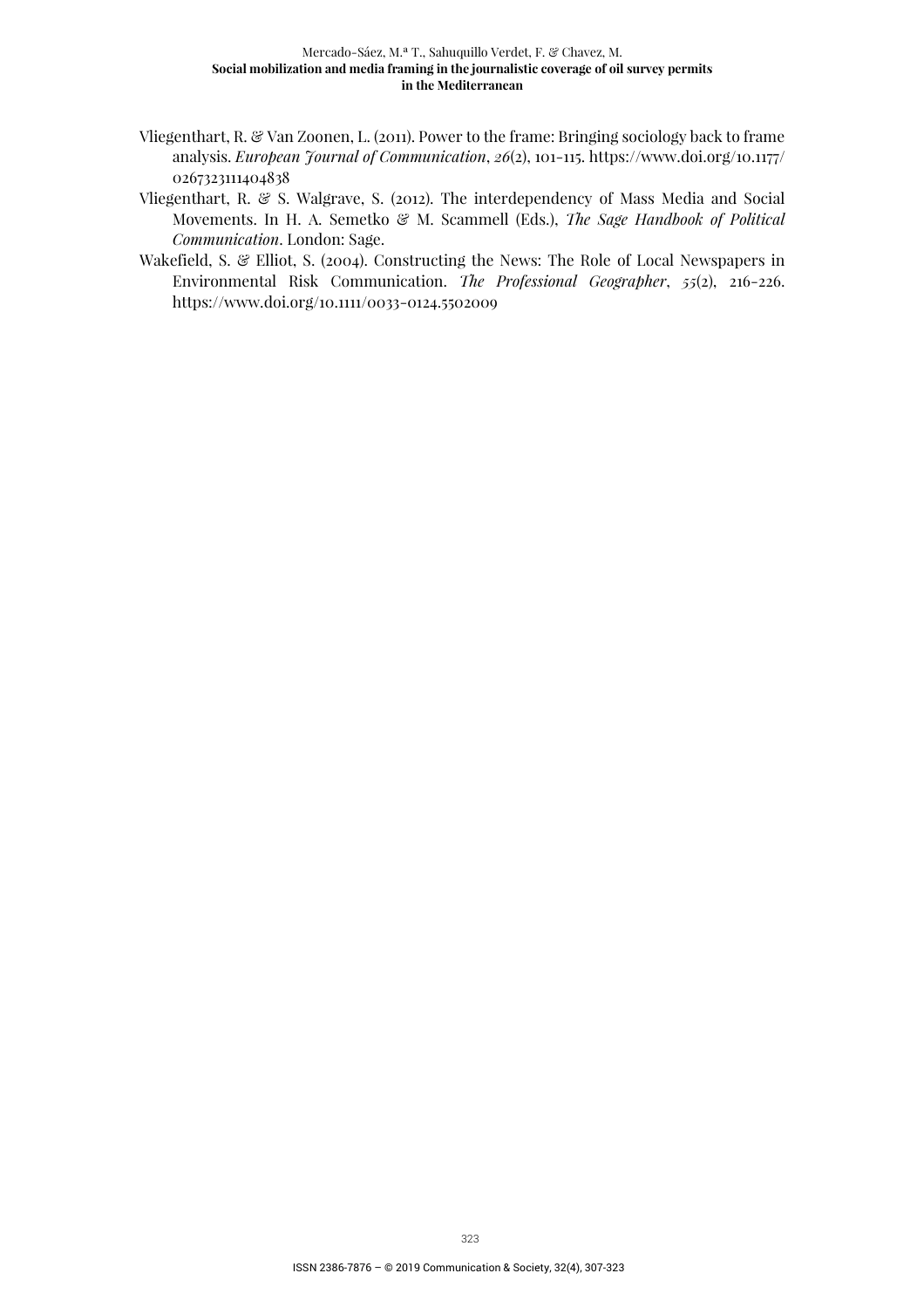Vliegenthart, R. & Van Zoonen, L. (2011). Power to the frame: Bringing sociology back to frame analysis. *European Journal of Communication*, *26*(2), 101-115. https://www.doi.org/10.1177/0267323111404838

Vliegenthart, R. & S. Walgrave, S. (2012). The interdependency of Mass Media and Social Movements. In H. A. Semetko & M. Scammell (Eds.), *The Sage Handbook of Political Communication*. London: Sage.

Wakefield, S. & Elliot, S. (2004). Constructing the News: The Role of Local Newspapers in Environmental Risk Communication. *The Professional Geographer*, *55*(2), 216-226. https://www.doi.org/10.1111/0033-0124.5502009